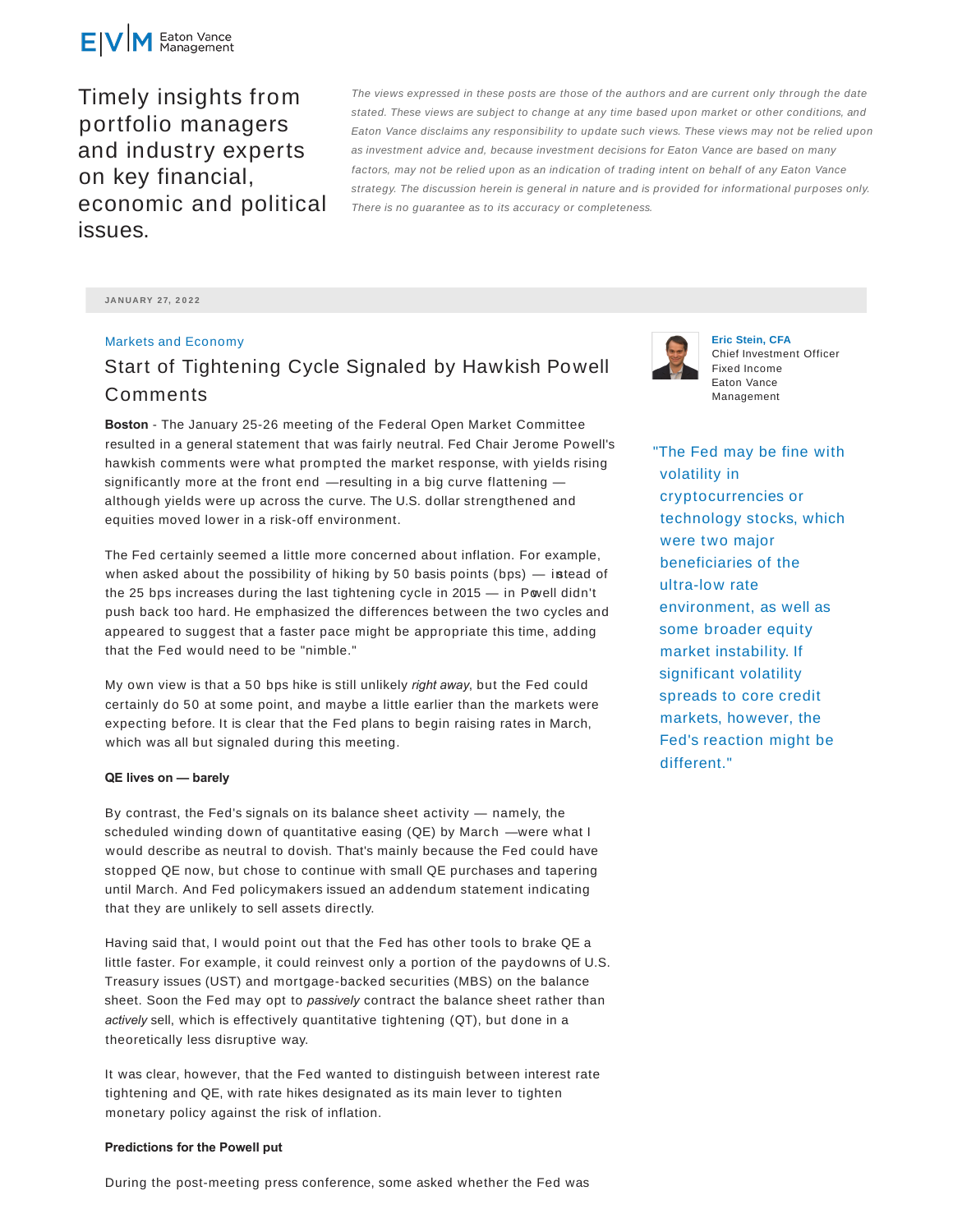Eaton Vance Management

# Timely insights from portfolio managers and industry experts on key financial, economic and political issues.

*The views expressed in these posts are those of the authors and are current only through the date stated. These views are subject to change at any time based upon market or other conditions, and Eaton Vance disclaims any responsibility to update such views. These views may not be relied upon as investment advice and, because investment decisions for Eaton Vance are based on many factors, may not be relied upon as an indication of trading intent on behalf of any Eaton Vance strategy. The discussion herein is general in nature and is provided for informational purposes only. There is no guarantee as to its accuracy or completeness.*

JANUARY 27, 2022

Markets and Economy

## Start of Tightening Cycle Signaled by Hawkish Powell Comments

**Eric Stein, CFA**
Chief Investment Officer
Fixed Income
Eaton Vance Management

**Boston** - The January 25-26 meeting of the Federal Open Market Committee resulted in a general statement that was fairly neutral. Fed Chair Jerome Powell's hawkish comments were what prompted the market response, with yields rising significantly more at the front end —resulting in a big curve flattening — although yields were up across the curve. The U.S. dollar strengthened and equities moved lower in a risk-off environment.

The Fed certainly seemed a little more concerned about inflation. For example, when asked about the possibility of hiking by 50 basis points (bps) — instead of the 25 bps increases during the last tightening cycle in 2015 — in Powell didn't push back too hard. He emphasized the differences between the two cycles and appeared to suggest that a faster pace might be appropriate this time, adding that the Fed would need to be "nimble."

My own view is that a 50 bps hike is still unlikely *right away*, but the Fed could certainly do 50 at some point, and maybe a little earlier than the markets were expecting before. It is clear that the Fed plans to begin raising rates in March, which was all but signaled during this meeting.

"The Fed may be fine with volatility in cryptocurrencies or technology stocks, which were two major beneficiaries of the ultra-low rate environment, as well as some broader equity market instability. If significant volatility spreads to core credit markets, however, the Fed's reaction might be different."

**QE lives on — barely**

By contrast, the Fed's signals on its balance sheet activity — namely, the scheduled winding down of quantitative easing (QE) by March —were what I would describe as neutral to dovish. That's mainly because the Fed could have stopped QE now, but chose to continue with small QE purchases and tapering until March. And Fed policymakers issued an addendum statement indicating that they are unlikely to sell assets directly.

Having said that, I would point out that the Fed has other tools to brake QE a little faster. For example, it could reinvest only a portion of the paydowns of U.S. Treasury issues (UST) and mortgage-backed securities (MBS) on the balance sheet. Soon the Fed may opt to *passively* contract the balance sheet rather than *actively* sell, which is effectively quantitative tightening (QT), but done in a theoretically less disruptive way.

It was clear, however, that the Fed wanted to distinguish between interest rate tightening and QE, with rate hikes designated as its main lever to tighten monetary policy against the risk of inflation.

**Predictions for the Powell put**

During the post-meeting press conference, some asked whether the Fed was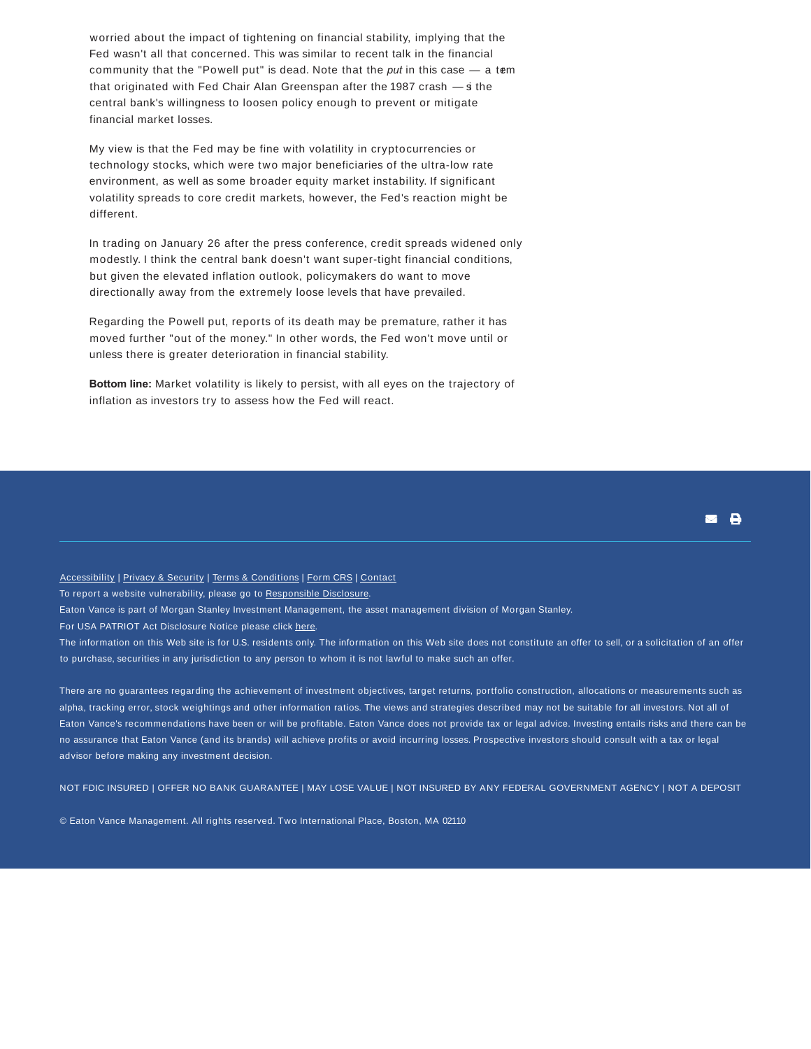worried about the impact of tightening on financial stability, implying that the Fed wasn't all that concerned. This was similar to recent talk in the financial community that the "Powell put" is dead. Note that the *put* in this case — a term that originated with Fed Chair Alan Greenspan after the 1987 crash — is the central bank's willingness to loosen policy enough to prevent or mitigate financial market losses.

My view is that the Fed may be fine with volatility in cryptocurrencies or technology stocks, which were two major beneficiaries of the ultra-low rate environment, as well as some broader equity market instability. If significant volatility spreads to core credit markets, however, the Fed's reaction might be different.

In trading on January 26 after the press conference, credit spreads widened only modestly. I think the central bank doesn't want super-tight financial conditions, but given the elevated inflation outlook, policymakers do want to move directionally away from the extremely loose levels that have prevailed.

Regarding the Powell put, reports of its death may be premature, rather it has moved further "out of the money." In other words, the Fed won't move until or unless there is greater deterioration in financial stability.

**Bottom line:** Market volatility is likely to persist, with all eyes on the trajectory of inflation as investors try to assess how the Fed will react.

Accessibility | Privacy & Security | Terms & Conditions | Form CRS | Contact

To report a website vulnerability, please go to Responsible Disclosure.

Eaton Vance is part of Morgan Stanley Investment Management, the asset management division of Morgan Stanley.

For USA PATRIOT Act Disclosure Notice please click here.

The information on this Web site is for U.S. residents only. The information on this Web site does not constitute an offer to sell, or a solicitation of an offer to purchase, securities in any jurisdiction to any person to whom it is not lawful to make such an offer.

There are no guarantees regarding the achievement of investment objectives, target returns, portfolio construction, allocations or measurements such as alpha, tracking error, stock weightings and other information ratios. The views and strategies described may not be suitable for all investors. Not all of Eaton Vance's recommendations have been or will be profitable. Eaton Vance does not provide tax or legal advice. Investing entails risks and there can be no assurance that Eaton Vance (and its brands) will achieve profits or avoid incurring losses. Prospective investors should consult with a tax or legal advisor before making any investment decision.

NOT FDIC INSURED | OFFER NO BANK GUARANTEE | MAY LOSE VALUE | NOT INSURED BY ANY FEDERAL GOVERNMENT AGENCY | NOT A DEPOSIT

© Eaton Vance Management. All rights reserved. Two International Place, Boston, MA 02110